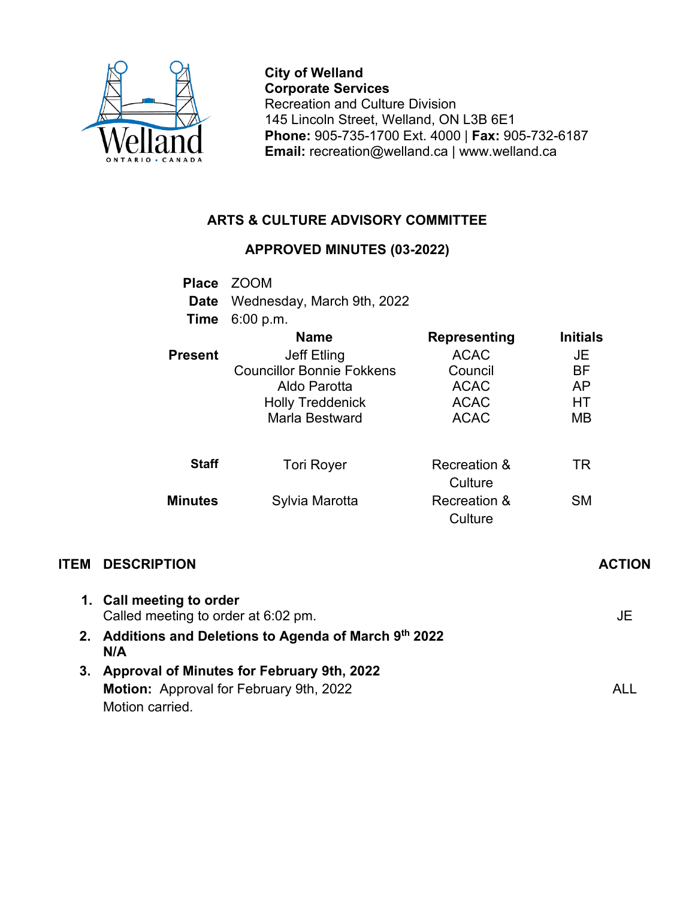**City of Welland**
**Corporate Services**
Recreation and Culture Division
145 Lincoln Street, Welland, ON L3B 6E1
**Phone:** 905-735-1700 Ext. 4000 | **Fax:** 905-732-6187
**Email:** recreation@welland.ca | www.welland.ca

## ARTS & CULTURE ADVISORY COMMITTEE

## APPROVED MINUTES (03-2022)

**Place** ZOOM
**Date** Wednesday, March 9th, 2022
**Time** 6:00 p.m.

| | Name | Representing | Initials |
|---|---|---|---|
| **Present** | Jeff Etling | ACAC | JE |
| | Councillor Bonnie Fokkens | Council | BF |
| | Aldo Parotta | ACAC | AP |
| | Holly Treddenick | ACAC | HT |
| | Marla Bestward | ACAC | MB |
| **Staff** | Tori Royer | Recreation & Culture | TR |
| **Minutes** | Sylvia Marotta | Recreation & Culture | SM |

| ITEM | DESCRIPTION | ACTION |
|---|---|---|
| 1. | **Call meeting to order**<br>Called meeting to order at 6:02 pm. | JE |
| 2. | **Additions and Deletions to Agenda of March 9th 2022**<br>**N/A** | |
| 3. | **Approval of Minutes for February 9th, 2022**<br>**Motion:** Approval for February 9th, 2022<br>Motion carried. | ALL |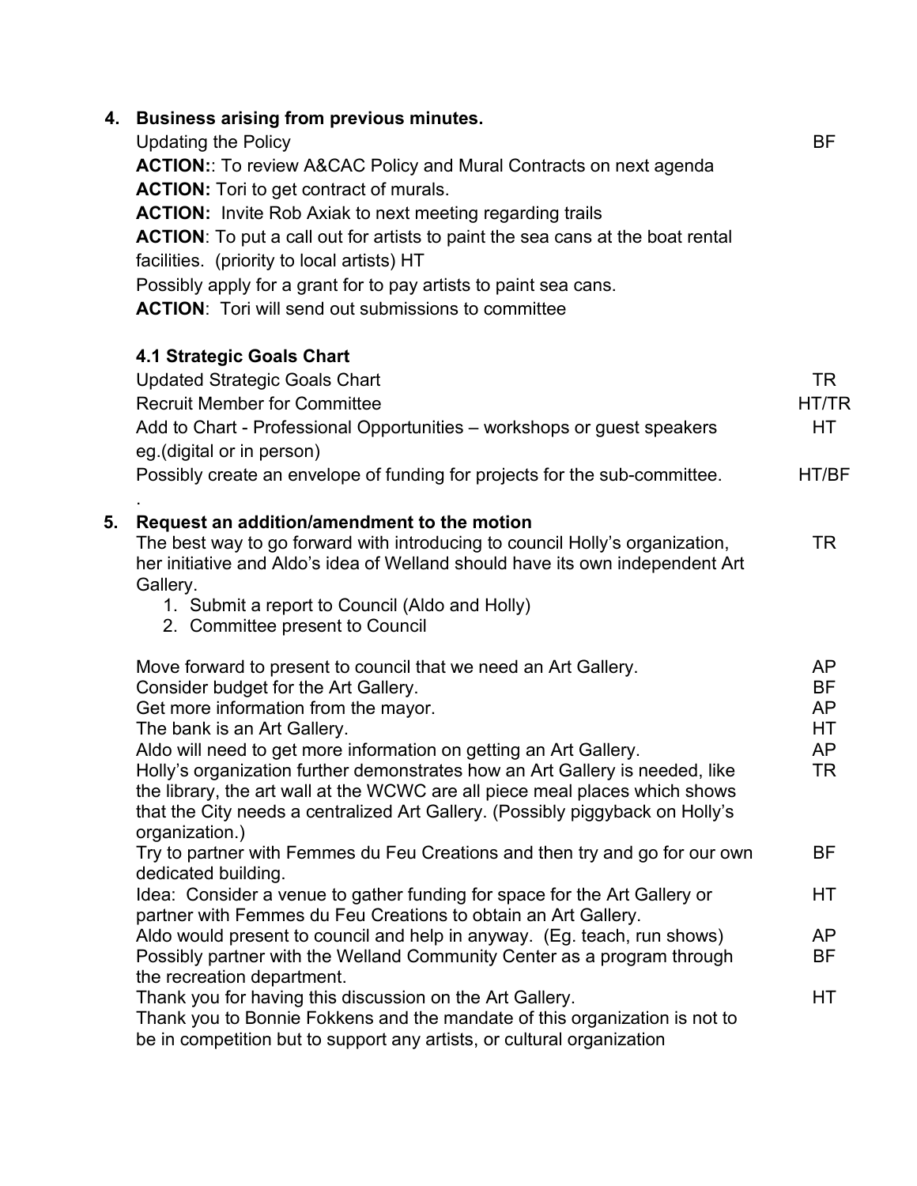4. **Business arising from previous minutes.**

Updating the Policy — BF

**ACTION:**: To review A&CAC Policy and Mural Contracts on next agenda
**ACTION:** Tori to get contract of murals.
**ACTION:** Invite Rob Axiak to next meeting regarding trails
**ACTION**: To put a call out for artists to paint the sea cans at the boat rental facilities. (priority to local artists) HT
Possibly apply for a grant for to pay artists to paint sea cans.
**ACTION**: Tori will send out submissions to committee

**4.1 Strategic Goals Chart**

| | |
|---|---|
| Updated Strategic Goals Chart | TR |
| Recruit Member for Committee | HT/TR |
| Add to Chart - Professional Opportunities – workshops or guest speakers eg.(digital or in person) | HT |
| Possibly create an envelope of funding for projects for the sub-committee. | HT/BF |

.

5. **Request an addition/amendment to the motion**

The best way to go forward with introducing to council Holly's organization, her initiative and Aldo's idea of Welland should have its own independent Art Gallery. — TR

1. Submit a report to Council (Aldo and Holly)
2. Committee present to Council

| | |
|---|---|
| Move forward to present to council that we need an Art Gallery. | AP |
| Consider budget for the Art Gallery. | BF |
| Get more information from the mayor. | AP |
| The bank is an Art Gallery. | HT |
| Aldo will need to get more information on getting an Art Gallery. | AP |
| Holly's organization further demonstrates how an Art Gallery is needed, like the library, the art wall at the WCWC are all piece meal places which shows that the City needs a centralized Art Gallery. (Possibly piggyback on Holly's organization.) | TR |
| Try to partner with Femmes du Feu Creations and then try and go for our own dedicated building. | BF |
| Idea: Consider a venue to gather funding for space for the Art Gallery or partner with Femmes du Feu Creations to obtain an Art Gallery. | HT |
| Aldo would present to council and help in anyway. (Eg. teach, run shows) | AP |
| Possibly partner with the Welland Community Center as a program through the recreation department. | BF |
| Thank you for having this discussion on the Art Gallery. Thank you to Bonnie Fokkens and the mandate of this organization is not to be in competition but to support any artists, or cultural organization | HT |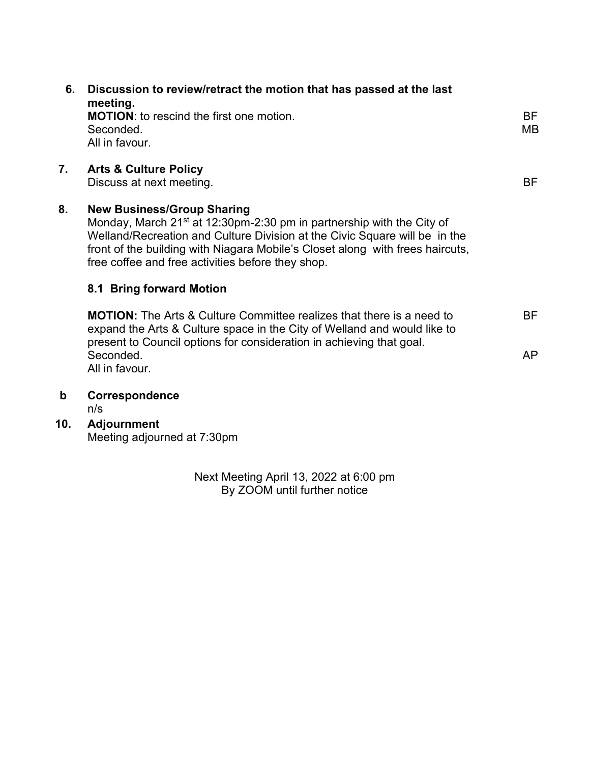**6. Discussion to review/retract the motion that has passed at the last meeting.**

**MOTION**: to rescind the first one motion. BF

Seconded. MB

All in favour.

**7. Arts & Culture Policy**

Discuss at next meeting. BF

**8. New Business/Group Sharing**

Monday, March 21st at 12:30pm-2:30 pm in partnership with the City of Welland/Recreation and Culture Division at the Civic Square will be in the front of the building with Niagara Mobile's Closet along with frees haircuts, free coffee and free activities before they shop.

**8.1 Bring forward Motion**

**MOTION:** The Arts & Culture Committee realizes that there is a need to expand the Arts & Culture space in the City of Welland and would like to present to Council options for consideration in achieving that goal. BF

Seconded. AP

All in favour.

**b Correspondence**

n/s

**10. Adjournment**

Meeting adjourned at 7:30pm

Next Meeting April 13, 2022 at 6:00 pm
By ZOOM until further notice